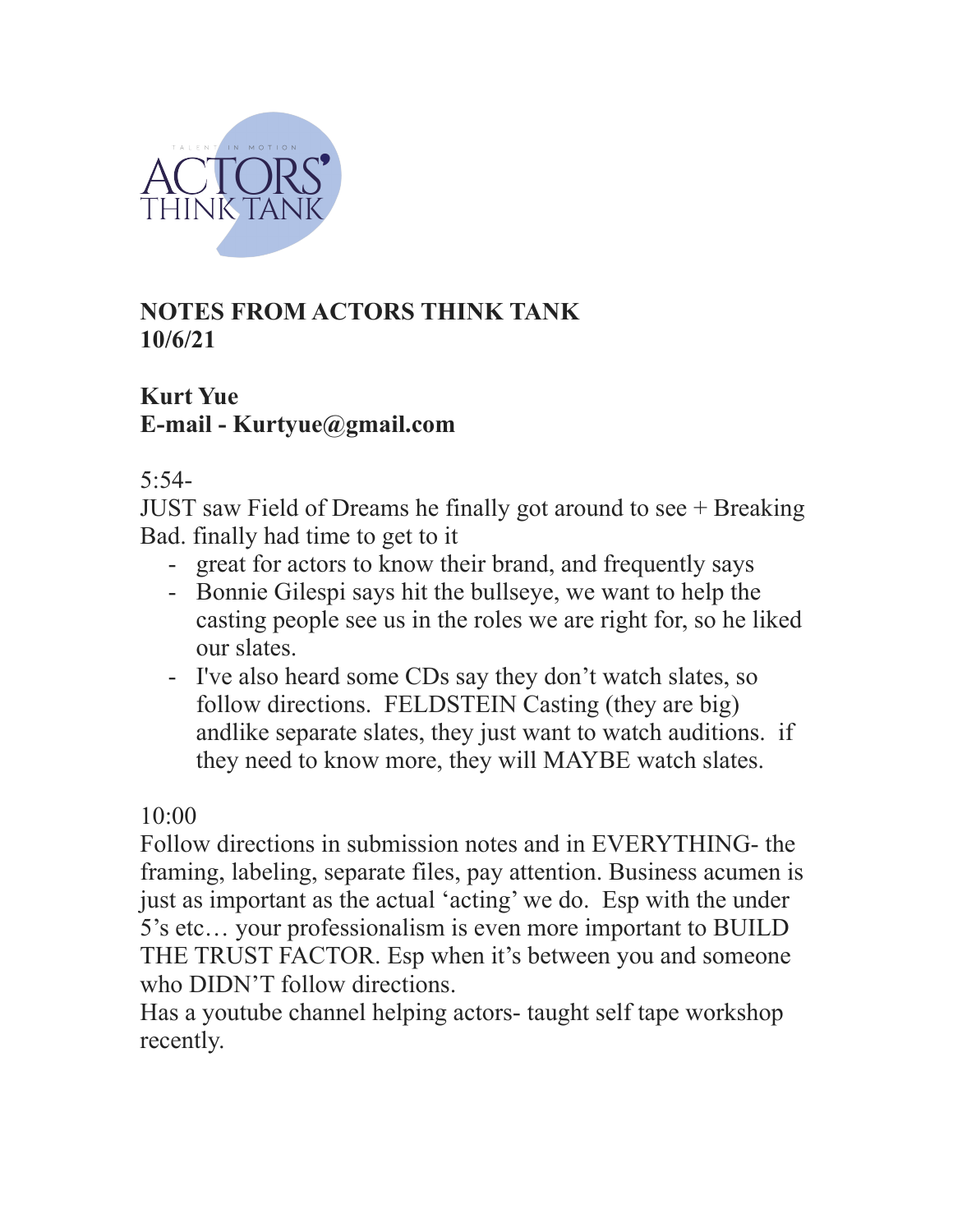TALENT IN MOTION
ACTORS' THINK TANK

**NOTES FROM ACTORS THINK TANK**
**10/6/21**

**Kurt Yue**
**E-mail - Kurtyue@gmail.com**

5:54-
JUST saw Field of Dreams he finally got around to see + Breaking Bad. finally had time to get to it

- great for actors to know their brand, and frequently says
- Bonnie Gilespi says hit the bullseye, we want to help the casting people see us in the roles we are right for, so he liked our slates.
- I've also heard some CDs say they don't watch slates, so follow directions. FELDSTEIN Casting (they are big) andlike separate slates, they just want to watch auditions. if they need to know more, they will MAYBE watch slates.

10:00
Follow directions in submission notes and in EVERYTHING- the framing, labeling, separate files, pay attention. Business acumen is just as important as the actual 'acting' we do. Esp with the under 5's etc… your professionalism is even more important to BUILD THE TRUST FACTOR. Esp when it's between you and someone who DIDN'T follow directions.
Has a youtube channel helping actors- taught self tape workshop recently.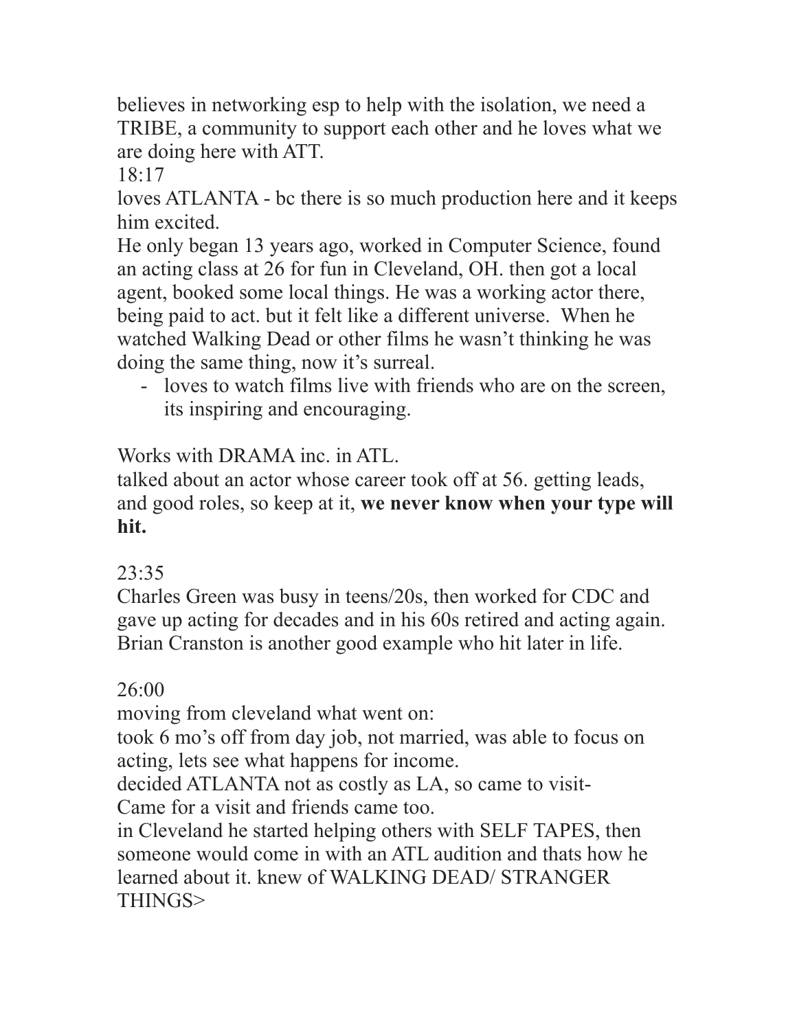believes in networking esp to help with the isolation, we need a TRIBE, a community to support each other and he loves what we are doing here with ATT.

18:17

loves ATLANTA - bc there is so much production here and it keeps him excited.

He only began 13 years ago, worked in Computer Science, found an acting class at 26 for fun in Cleveland, OH. then got a local agent, booked some local things. He was a working actor there, being paid to act. but it felt like a different universe. When he watched Walking Dead or other films he wasn't thinking he was doing the same thing, now it's surreal.

- loves to watch films live with friends who are on the screen, its inspiring and encouraging.

Works with DRAMA inc. in ATL.

talked about an actor whose career took off at 56. getting leads, and good roles, so keep at it, **we never know when your type will hit.**

23:35

Charles Green was busy in teens/20s, then worked for CDC and gave up acting for decades and in his 60s retired and acting again. Brian Cranston is another good example who hit later in life.

26:00

moving from cleveland what went on:

took 6 mo's off from day job, not married, was able to focus on acting, lets see what happens for income.

decided ATLANTA not as costly as LA, so came to visit-

Came for a visit and friends came too.

in Cleveland he started helping others with SELF TAPES, then someone would come in with an ATL audition and thats how he learned about it. knew of WALKING DEAD/ STRANGER THINGS>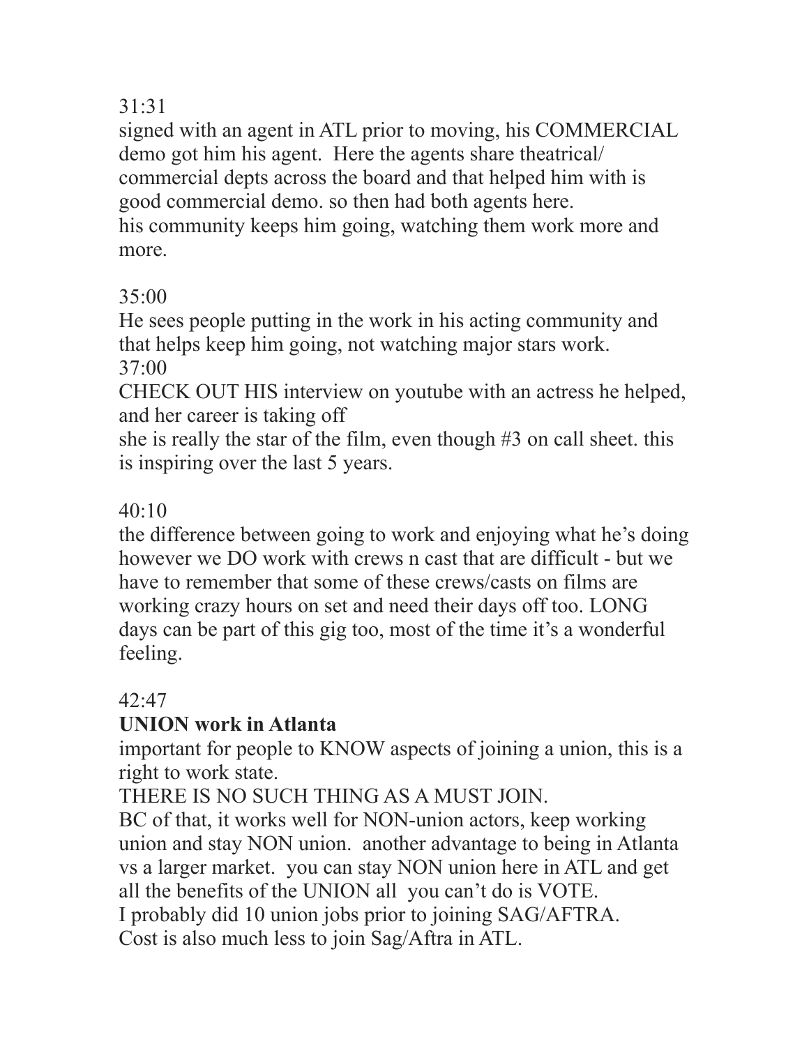31:31

signed with an agent in ATL prior to moving, his COMMERCIAL demo got him his agent. Here the agents share theatrical/ commercial depts across the board and that helped him with is good commercial demo. so then had both agents here.
his community keeps him going, watching them work more and more.

35:00

He sees people putting in the work in his acting community and that helps keep him going, not watching major stars work.

37:00

CHECK OUT HIS interview on youtube with an actress he helped, and her career is taking off
she is really the star of the film, even though #3 on call sheet. this is inspiring over the last 5 years.

40:10

the difference between going to work and enjoying what he's doing however we DO work with crews n cast that are difficult - but we have to remember that some of these crews/casts on films are working crazy hours on set and need their days off too. LONG days can be part of this gig too, most of the time it's a wonderful feeling.

42:47

**UNION work in Atlanta**

important for people to KNOW aspects of joining a union, this is a right to work state.
THERE IS NO SUCH THING AS A MUST JOIN.
BC of that, it works well for NON-union actors, keep working union and stay NON union. another advantage to being in Atlanta vs a larger market. you can stay NON union here in ATL and get all the benefits of the UNION all you can't do is VOTE.
I probably did 10 union jobs prior to joining SAG/AFTRA.
Cost is also much less to join Sag/Aftra in ATL.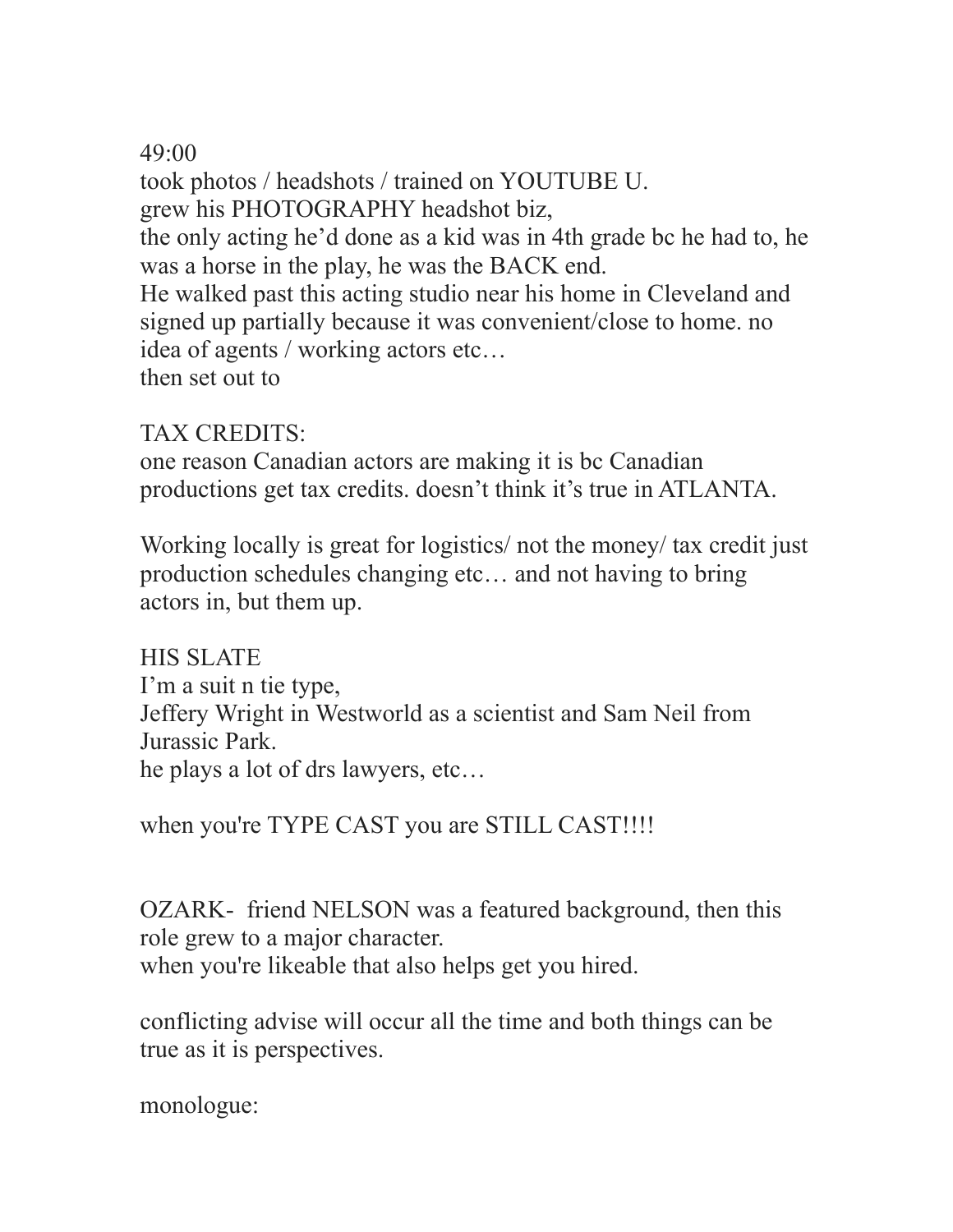49:00
took photos / headshots / trained on YOUTUBE U.
grew his PHOTOGRAPHY headshot biz,
the only acting he'd done as a kid was in 4th grade bc he had to, he was a horse in the play, he was the BACK end.
He walked past this acting studio near his home in Cleveland and signed up partially because it was convenient/close to home. no idea of agents / working actors etc…
then set out to

TAX CREDITS:
one reason Canadian actors are making it is bc Canadian productions get tax credits. doesn't think it's true in ATLANTA.

Working locally is great for logistics/ not the money/ tax credit just production schedules changing etc… and not having to bring actors in, but them up.

HIS SLATE
I'm a suit n tie type,
Jeffery Wright in Westworld as a scientist and Sam Neil from Jurassic Park.
he plays a lot of drs lawyers, etc…

when you're TYPE CAST you are STILL CAST!!!!

OZARK- friend NELSON was a featured background, then this role grew to a major character.
when you're likeable that also helps get you hired.

conflicting advise will occur all the time and both things can be true as it is perspectives.

monologue: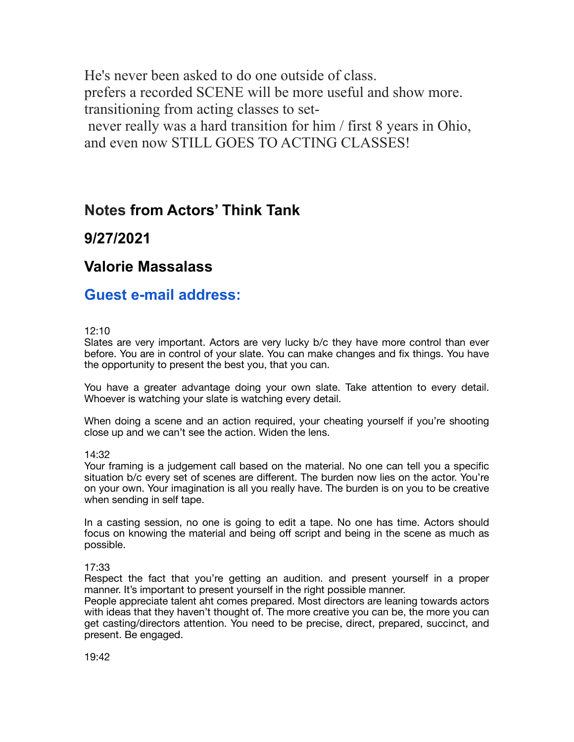He's never been asked to do one outside of class.
prefers a recorded SCENE will be more useful and show more.
transitioning from acting classes to set-
 never really was a hard transition for him / first 8 years in Ohio, and even now STILL GOES TO ACTING CLASSES!

## Notes from Actors' Think Tank

## 9/27/2021

## Valorie Massalass

## Guest e-mail address:

12:10
Slates are very important. Actors are very lucky b/c they have more control than ever before. You are in control of your slate. You can make changes and fix things. You have the opportunity to present the best you, that you can.

You have a greater advantage doing your own slate. Take attention to every detail. Whoever is watching your slate is watching every detail.

When doing a scene and an action required, your cheating yourself if you're shooting close up and we can't see the action. Widen the lens.

14:32
Your framing is a judgement call based on the material. No one can tell you a specific situation b/c every set of scenes are different. The burden now lies on the actor. You're on your own. Your imagination is all you really have. The burden is on you to be creative when sending in self tape.

In a casting session, no one is going to edit a tape. No one has time. Actors should focus on knowing the material and being off script and being in the scene as much as possible.

17:33
Respect the fact that you're getting an audition. and present yourself in a proper manner. It's important to present yourself in the right possible manner.
People appreciate talent aht comes prepared. Most directors are leaning towards actors with ideas that they haven't thought of. The more creative you can be, the more you can get casting/directors attention. You need to be precise, direct, prepared, succinct, and present. Be engaged.

19:42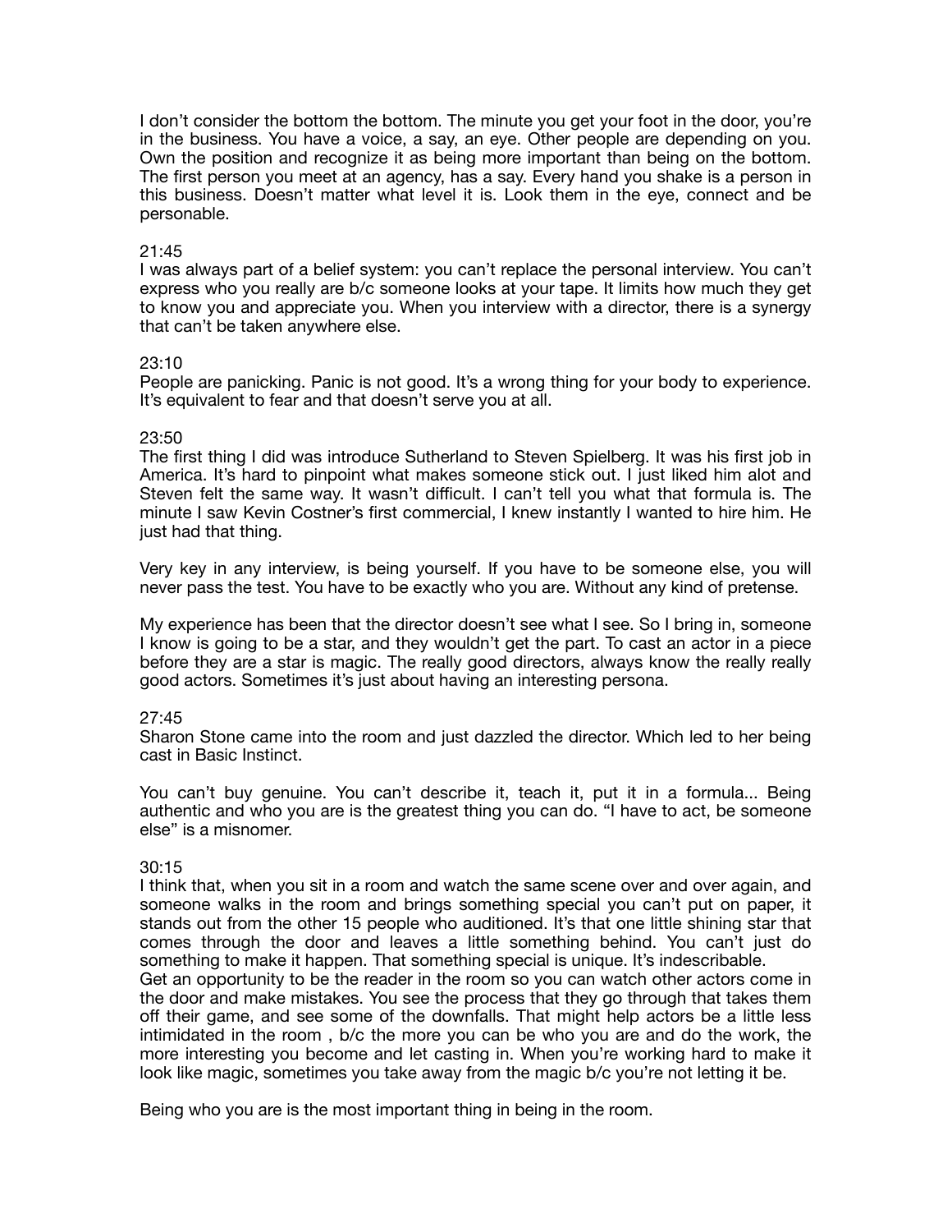I don't consider the bottom the bottom. The minute you get your foot in the door, you're in the business. You have a voice, a say, an eye. Other people are depending on you. Own the position and recognize it as being more important than being on the bottom. The first person you meet at an agency, has a say. Every hand you shake is a person in this business. Doesn't matter what level it is. Look them in the eye, connect and be personable.

21:45
I was always part of a belief system: you can't replace the personal interview. You can't express who you really are b/c someone looks at your tape. It limits how much they get to know you and appreciate you. When you interview with a director, there is a synergy that can't be taken anywhere else.

23:10
People are panicking. Panic is not good. It's a wrong thing for your body to experience. It's equivalent to fear and that doesn't serve you at all.

23:50
The first thing I did was introduce Sutherland to Steven Spielberg. It was his first job in America. It's hard to pinpoint what makes someone stick out. I just liked him alot and Steven felt the same way. It wasn't difficult. I can't tell you what that formula is. The minute I saw Kevin Costner's first commercial, I knew instantly I wanted to hire him. He just had that thing.

Very key in any interview, is being yourself. If you have to be someone else, you will never pass the test. You have to be exactly who you are. Without any kind of pretense.

My experience has been that the director doesn't see what I see. So I bring in, someone I know is going to be a star, and they wouldn't get the part. To cast an actor in a piece before they are a star is magic. The really good directors, always know the really really good actors. Sometimes it's just about having an interesting persona.

27:45
Sharon Stone came into the room and just dazzled the director. Which led to her being cast in Basic Instinct.

You can't buy genuine. You can't describe it, teach it, put it in a formula... Being authentic and who you are is the greatest thing you can do. "I have to act, be someone else" is a misnomer.

30:15
I think that, when you sit in a room and watch the same scene over and over again, and someone walks in the room and brings something special you can't put on paper, it stands out from the other 15 people who auditioned. It's that one little shining star that comes through the door and leaves a little something behind. You can't just do something to make it happen. That something special is unique. It's indescribable.
Get an opportunity to be the reader in the room so you can watch other actors come in the door and make mistakes. You see the process that they go through that takes them off their game, and see some of the downfalls. That might help actors be a little less intimidated in the room , b/c the more you can be who you are and do the work, the more interesting you become and let casting in. When you're working hard to make it look like magic, sometimes you take away from the magic b/c you're not letting it be.

Being who you are is the most important thing in being in the room.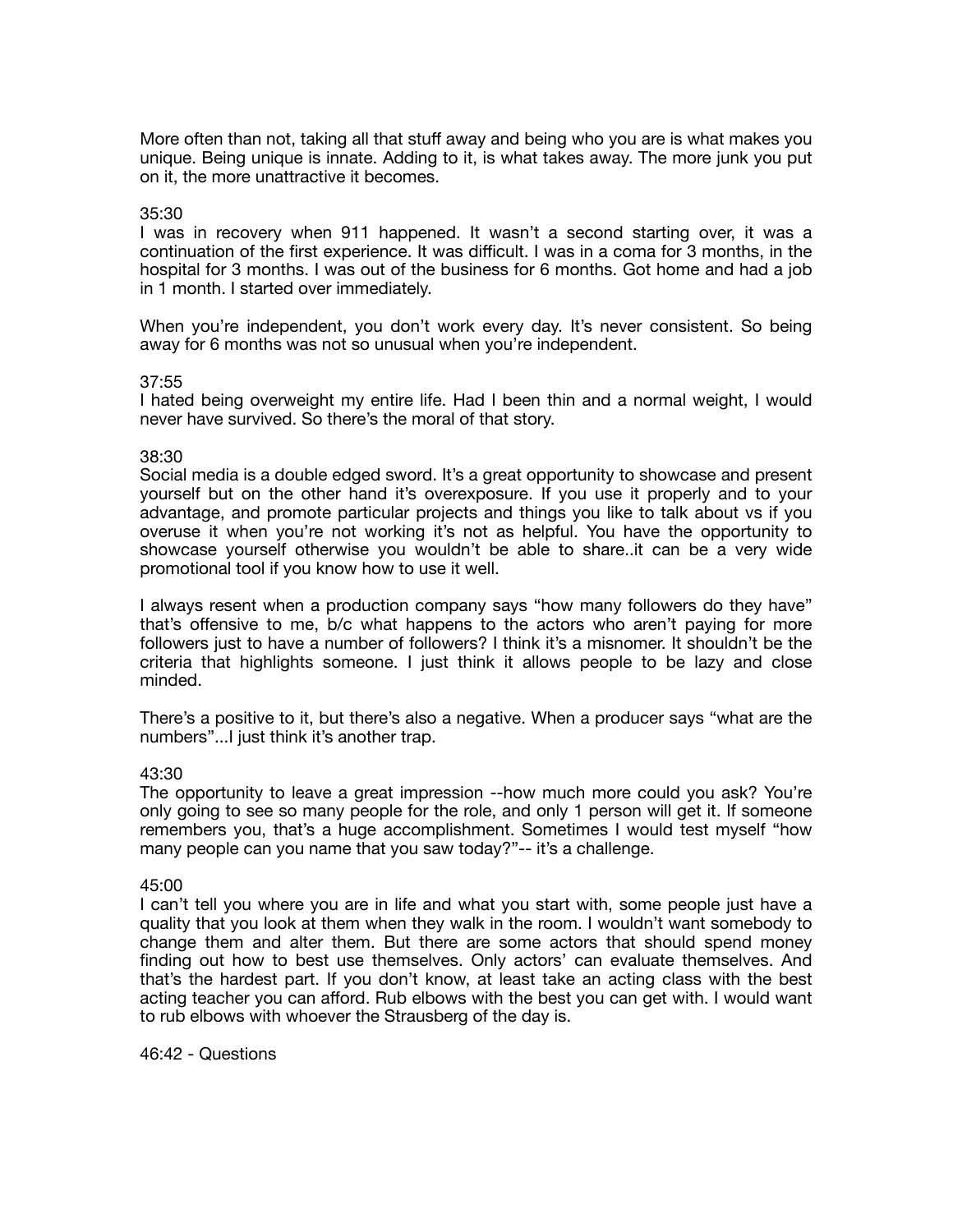More often than not, taking all that stuff away and being who you are is what makes you unique. Being unique is innate. Adding to it, is what takes away. The more junk you put on it, the more unattractive it becomes.

35:30
I was in recovery when 911 happened. It wasn't a second starting over, it was a continuation of the first experience. It was difficult. I was in a coma for 3 months, in the hospital for 3 months. I was out of the business for 6 months. Got home and had a job in 1 month. I started over immediately.

When you're independent, you don't work every day. It's never consistent. So being away for 6 months was not so unusual when you're independent.

37:55
I hated being overweight my entire life. Had I been thin and a normal weight, I would never have survived. So there's the moral of that story.

38:30
Social media is a double edged sword. It's a great opportunity to showcase and present yourself but on the other hand it's overexposure. If you use it properly and to your advantage, and promote particular projects and things you like to talk about vs if you overuse it when you're not working it's not as helpful. You have the opportunity to showcase yourself otherwise you wouldn't be able to share..it can be a very wide promotional tool if you know how to use it well.

I always resent when a production company says "how many followers do they have" that's offensive to me, b/c what happens to the actors who aren't paying for more followers just to have a number of followers? I think it's a misnomer. It shouldn't be the criteria that highlights someone. I just think it allows people to be lazy and close minded.

There's a positive to it, but there's also a negative. When a producer says "what are the numbers"...I just think it's another trap.

43:30
The opportunity to leave a great impression --how much more could you ask? You're only going to see so many people for the role, and only 1 person will get it. If someone remembers you, that's a huge accomplishment. Sometimes I would test myself "how many people can you name that you saw today?"-- it's a challenge.

45:00
I can't tell you where you are in life and what you start with, some people just have a quality that you look at them when they walk in the room. I wouldn't want somebody to change them and alter them. But there are some actors that should spend money finding out how to best use themselves. Only actors' can evaluate themselves. And that's the hardest part. If you don't know, at least take an acting class with the best acting teacher you can afford. Rub elbows with the best you can get with. I would want to rub elbows with whoever the Strausberg of the day is.

46:42 - Questions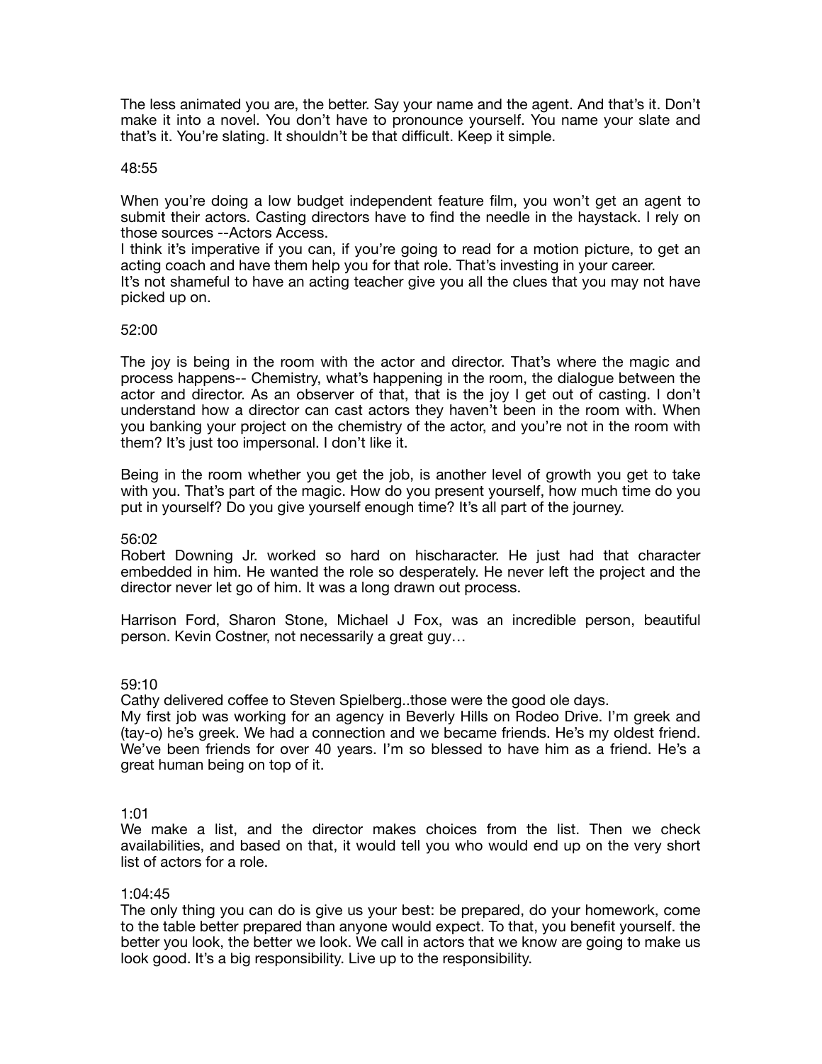The less animated you are, the better. Say your name and the agent. And that's it. Don't make it into a novel. You don't have to pronounce yourself. You name your slate and that's it. You're slating. It shouldn't be that difficult. Keep it simple.

48:55

When you're doing a low budget independent feature film, you won't get an agent to submit their actors. Casting directors have to find the needle in the haystack. I rely on those sources --Actors Access.
I think it's imperative if you can, if you're going to read for a motion picture, to get an acting coach and have them help you for that role. That's investing in your career.
It's not shameful to have an acting teacher give you all the clues that you may not have picked up on.

52:00

The joy is being in the room with the actor and director. That's where the magic and process happens-- Chemistry, what's happening in the room, the dialogue between the actor and director. As an observer of that, that is the joy I get out of casting. I don't understand how a director can cast actors they haven't been in the room with. When you banking your project on the chemistry of the actor, and you're not in the room with them? It's just too impersonal. I don't like it.

Being in the room whether you get the job, is another level of growth you get to take with you. That's part of the magic. How do you present yourself, how much time do you put in yourself? Do you give yourself enough time? It's all part of the journey.

56:02
Robert Downing Jr. worked so hard on hischaracter. He just had that character embedded in him. He wanted the role so desperately. He never left the project and the director never let go of him. It was a long drawn out process.

Harrison Ford, Sharon Stone, Michael J Fox, was an incredible person, beautiful person. Kevin Costner, not necessarily a great guy…

59:10
Cathy delivered coffee to Steven Spielberg..those were the good ole days.
My first job was working for an agency in Beverly Hills on Rodeo Drive. I'm greek and (tay-o) he's greek. We had a connection and we became friends. He's my oldest friend. We've been friends for over 40 years. I'm so blessed to have him as a friend. He's a great human being on top of it.

1:01
We make a list, and the director makes choices from the list. Then we check availabilities, and based on that, it would tell you who would end up on the very short list of actors for a role.

1:04:45
The only thing you can do is give us your best: be prepared, do your homework, come to the table better prepared than anyone would expect. To that, you benefit yourself. the better you look, the better we look. We call in actors that we know are going to make us look good. It's a big responsibility. Live up to the responsibility.